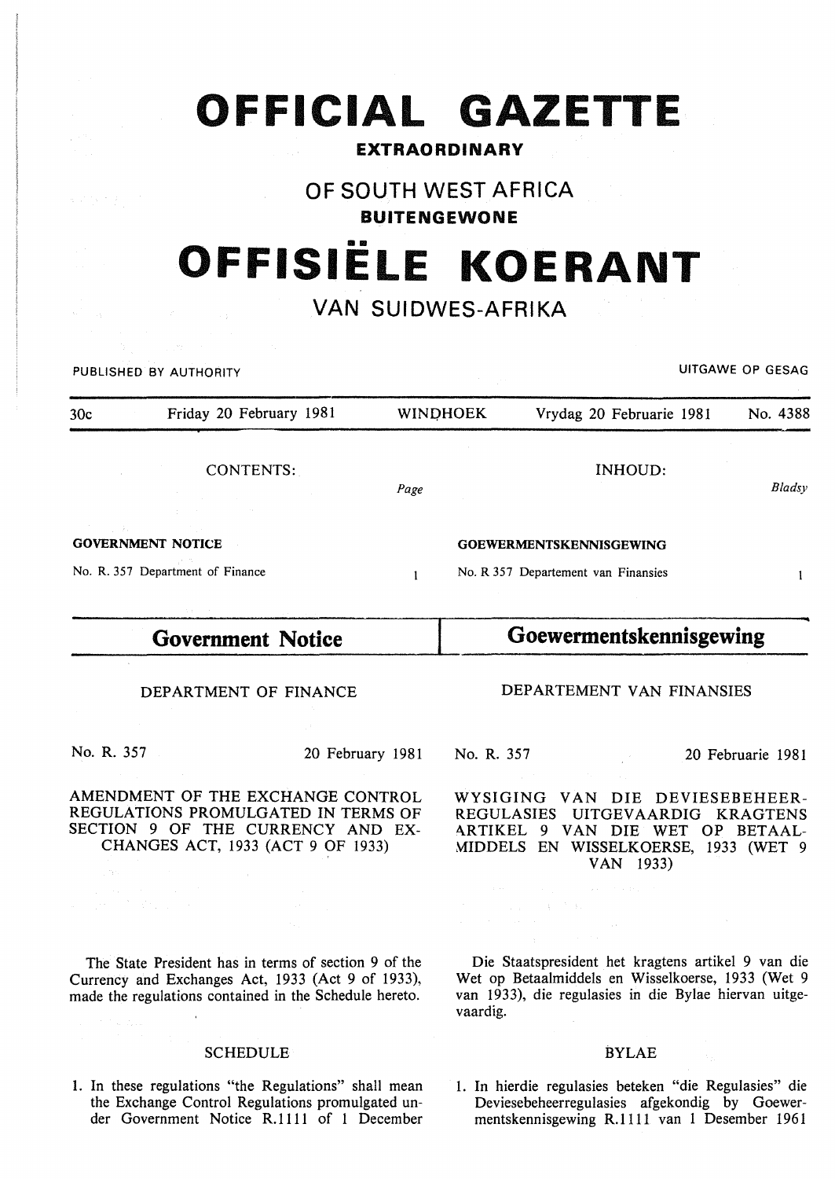# OFFICIAL GAZETTE

**EXTRAORDINARY**

## OF SOUTH WEST AFRICA

**BUITENGEWONE**

# OFFISIËLE KOERANT

## VAN SUIDWES-AFRIKA

PUBLISHED BY AUTHORITY — UITGAWE OP GESAG

30c — Friday 20 February 1981 — WINDHOEK — Vrydag 20 Februarie 1981 — No. 4388

| CONTENTS: | Page | INHOUD: | Bladsy |
|---|---|---|---|
| **GOVERNMENT NOTICE** | | **GOEWERMENTSKENNISGEWING** | |
| No. R. 357 Department of Finance | 1 | No. R 357 Departement van Finansies | 1 |

## Government Notice

DEPARTMENT OF FINANCE

No. R. 357 — 20 February 1981

AMENDMENT OF THE EXCHANGE CONTROL REGULATIONS PROMULGATED IN TERMS OF SECTION 9 OF THE CURRENCY AND EXCHANGES ACT, 1933 (ACT 9 OF 1933)

The State President has in terms of section 9 of the Currency and Exchanges Act, 1933 (Act 9 of 1933), made the regulations contained in the Schedule hereto.

SCHEDULE

1. In these regulations "the Regulations" shall mean the Exchange Control Regulations promulgated under Government Notice R.1111 of 1 December

## Goewermentskennisgewing

DEPARTEMENT VAN FINANSIES

No. R. 357 — 20 Februarie 1981

WYSIGING VAN DIE DEVIESEBEHEER-REGULASIES UITGEVAARDIG KRAGTENS ARTIKEL 9 VAN DIE WET OP BETAALMIDDELS EN WISSELKOERSE, 1933 (WET 9 VAN 1933)

Die Staatspresident het kragtens artikel 9 van die Wet op Betaalmiddels en Wisselkoerse, 1933 (Wet 9 van 1933), die regulasies in die Bylae hiervan uitgevaardig.

BYLAE

1. In hierdie regulasies beteken "die Regulasies" die Deviesebeheerregulasies afgekondig by Goewermentskennisgewing R.1111 van 1 Desember 1961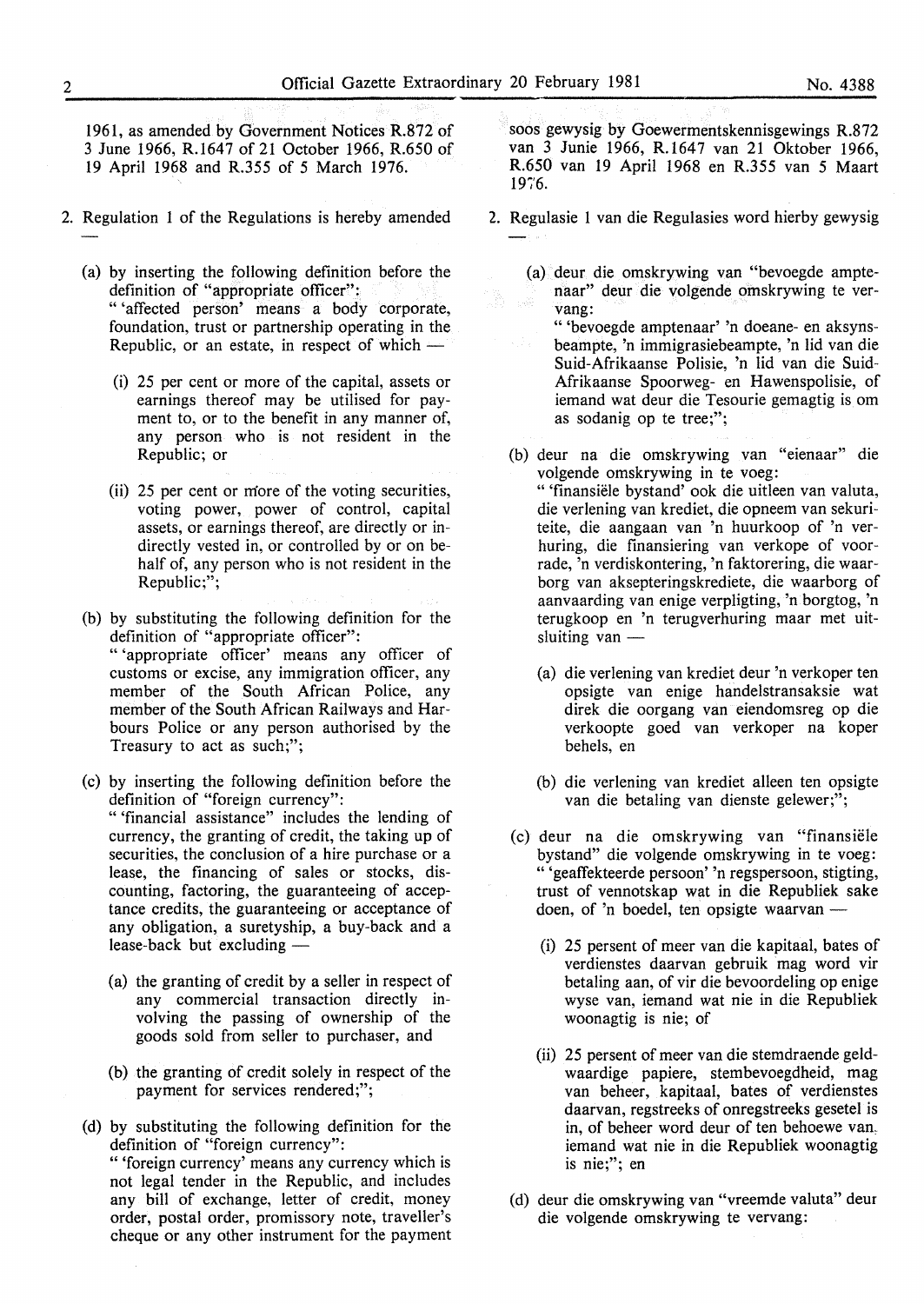1961, as amended by Government Notices R.872 of 3 June 1966, R.1647 of 21 October 1966, R.650 of 19 April 1968 and R.355 of 5 March 1976.

2. Regulation 1 of the Regulations is hereby amended —

(a) by inserting the following definition before the definition of "appropriate officer":
" 'affected person' means a body corporate, foundation, trust or partnership operating in the Republic, or an estate, in respect of which —

(i) 25 per cent or more of the capital, assets or earnings thereof may be utilised for payment to, or to the benefit in any manner of, any person who is not resident in the Republic; or

(ii) 25 per cent or more of the voting securities, voting power, power of control, capital assets, or earnings thereof, are directly or indirectly vested in, or controlled by or on behalf of, any person who is not resident in the Republic;";

(b) by substituting the following definition for the definition of "appropriate officer":
" 'appropriate officer' means any officer of customs or excise, any immigration officer, any member of the South African Police, any member of the South African Railways and Harbours Police or any person authorised by the Treasury to act as such;";

(c) by inserting the following definition before the definition of "foreign currency":
" 'financial assistance" includes the lending of currency, the granting of credit, the taking up of securities, the conclusion of a hire purchase or a lease, the financing of sales or stocks, discounting, factoring, the guaranteeing of acceptance credits, the guaranteeing or acceptance of any obligation, a suretyship, a buy-back and a lease-back but excluding —

(a) the granting of credit by a seller in respect of any commercial transaction directly involving the passing of ownership of the goods sold from seller to purchaser, and

(b) the granting of credit solely in respect of the payment for services rendered;";

(d) by substituting the following definition for the definition of "foreign currency":
" 'foreign currency' means any currency which is not legal tender in the Republic, and includes any bill of exchange, letter of credit, money order, postal order, promissory note, traveller's cheque or any other instrument for the payment

soos gewysig by Goewermentskennisgewings R.872 van 3 Junie 1966, R.1647 van 21 Oktober 1966, R.650 van 19 April 1968 en R.355 van 5 Maart 1976.

2. Regulasie 1 van die Regulasies word hierby gewysig —

(a) deur die omskrywing van "bevoegde amptenaar" deur die volgende omskrywing te vervang:
" 'bevoegde amptenaar' 'n doeane- en aksynsbeampte, 'n immigrasiebeampte, 'n lid van die Suid-Afrikaanse Polisie, 'n lid van die Suid-Afrikaanse Spoorweg- en Hawenspolisie, of iemand wat deur die Tesourie gemagtig is om as sodanig op te tree;";

(b) deur na die omskrywing van "eienaar" die volgende omskrywing in te voeg:
" 'finansiële bystand' ook die uitleen van valuta, die verlening van krediet, die opneem van sekuriteite, die aangaan van 'n huurkoop of 'n verhuring, die finansiering van verkope of voorrade, 'n verdiskontering, 'n faktorering, die waarborg van aksepteringskrediete, die waarborg of aanvaarding van enige verpligting, 'n borgtog, 'n terugkoop en 'n terugverhuring maar met uitsluiting van —

(a) die verlening van krediet deur 'n verkoper ten opsigte van enige handelstransaksie wat direk die oorgang van eiendomsreg op die verkoopte goed van verkoper na koper behels, en

(b) die verlening van krediet alleen ten opsigte van die betaling van dienste gelewer;";

(c) deur na die omskrywing van "finansiële bystand" die volgende omskrywing in te voeg:
" 'geaffekteerde persoon' 'n regspersoon, stigting, trust of vennotskap wat in die Republiek sake doen, of 'n boedel, ten opsigte waarvan —

(i) 25 persent of meer van die kapitaal, bates of verdienstes daarvan gebruik mag word vir betaling aan, of vir die bevoordeling op enige wyse van, iemand wat nie in die Republiek woonagtig is nie; of

(ii) 25 persent of meer van die stemdraende geldwaardige papiere, stembevoegdheid, mag van beheer, kapitaal, bates of verdienstes daarvan, regstreeks of onregstreeks gesetel is in, of beheer word deur of ten behoewe van iemand wat nie in die Republiek woonagtig is nie;"; en

(d) deur die omskrywing van "vreemde valuta" deur die volgende omskrywing te vervang: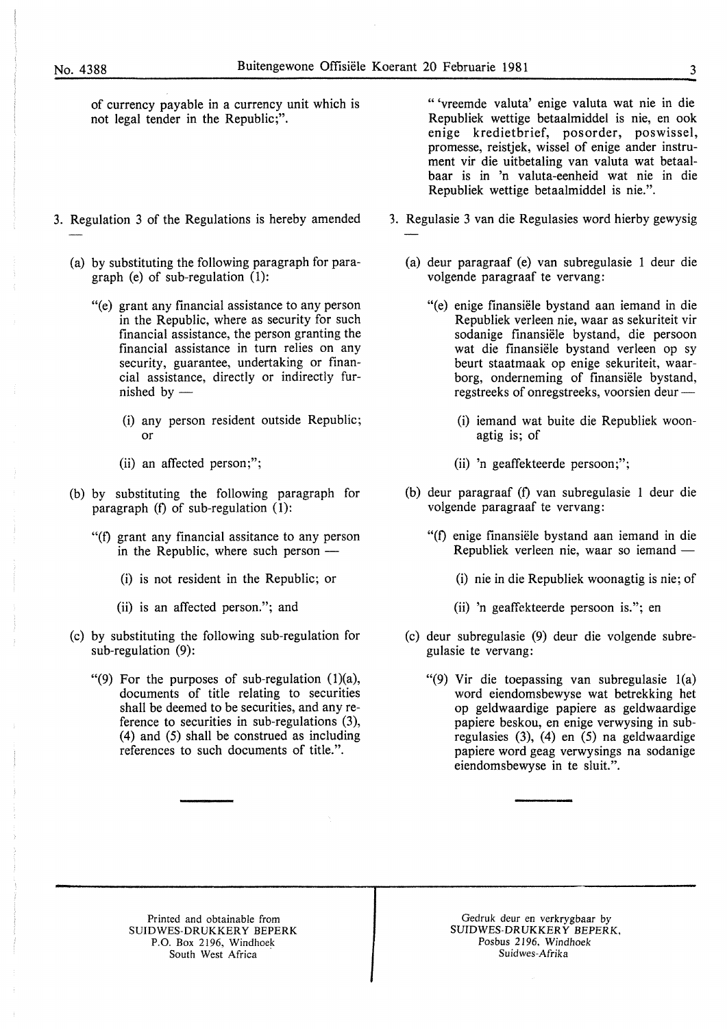of currency payable in a currency unit which is not legal tender in the Republic;".

3. Regulation 3 of the Regulations is hereby amended —

(a) by substituting the following paragraph for paragraph (e) of sub-regulation (1):

"(e) grant any financial assistance to any person in the Republic, where as security for such financial assistance, the person granting the financial assistance in turn relies on any security, guarantee, undertaking or financial assistance, directly or indirectly furnished by —

(i) any person resident outside Republic; or

(ii) an affected person;";

(b) by substituting the following paragraph for paragraph (f) of sub-regulation (1):

"(f) grant any financial assitance to any person in the Republic, where such person —

(i) is not resident in the Republic; or

(ii) is an affected person."; and

(c) by substituting the following sub-regulation for sub-regulation (9):

"(9) For the purposes of sub-regulation (1)(a), documents of title relating to securities shall be deemed to be securities, and any reference to securities in sub-regulations (3), (4) and (5) shall be construed as including references to such documents of title.".

" 'vreemde valuta' enige valuta wat nie in die Republiek wettige betaalmiddel is nie, en ook enige kredietbrief, posorder, poswissel, promesse, reistjek, wissel of enige ander instrument vir die uitbetaling van valuta wat betaalbaar is in 'n valuta-eenheid wat nie in die Republiek wettige betaalmiddel is nie.".

3. Regulasie 3 van die Regulasies word hierby gewysig —

(a) deur paragraaf (e) van subregulasie 1 deur die volgende paragraaf te vervang:

"(e) enige finansiële bystand aan iemand in die Republiek verleen nie, waar as sekuriteit vir sodanige finansiële bystand, die persoon wat die finansiële bystand verleen op sy beurt staatmaak op enige sekuriteit, waarborg, onderneming of finansiële bystand, regstreeks of onregstreeks, voorsien deur —

(i) iemand wat buite die Republiek woonagtig is; of

(ii) 'n geaffekteerde persoon;";

(b) deur paragraaf (f) van subregulasie 1 deur die volgende paragraaf te vervang:

"(f) enige finansiële bystand aan iemand in die Republiek verleen nie, waar so iemand —

(i) nie in die Republiek woonagtig is nie; of

(ii) 'n geaffekteerde persoon is."; en

(c) deur subregulasie (9) deur die volgende subregulasie te vervang:

"(9) Vir die toepassing van subregulasie 1(a) word eiendomsbewyse wat betrekking het op geldwaardige papiere as geldwaardige papiere beskou, en enige verwysing in subregulasies (3), (4) en (5) na geldwaardige papiere word geag verwysings na sodanige eiendomsbewyse in te sluit.".

Printed and obtainable from
SUIDWES-DRUKKERY BEPERK
P.O. Box 2196, Windhoek
South West Africa

Gedruk deur en verkrygbaar by
SUIDWES-DRUKKERY BEPERK,
Posbus 2196, Windhoek
Suidwes-Afrika